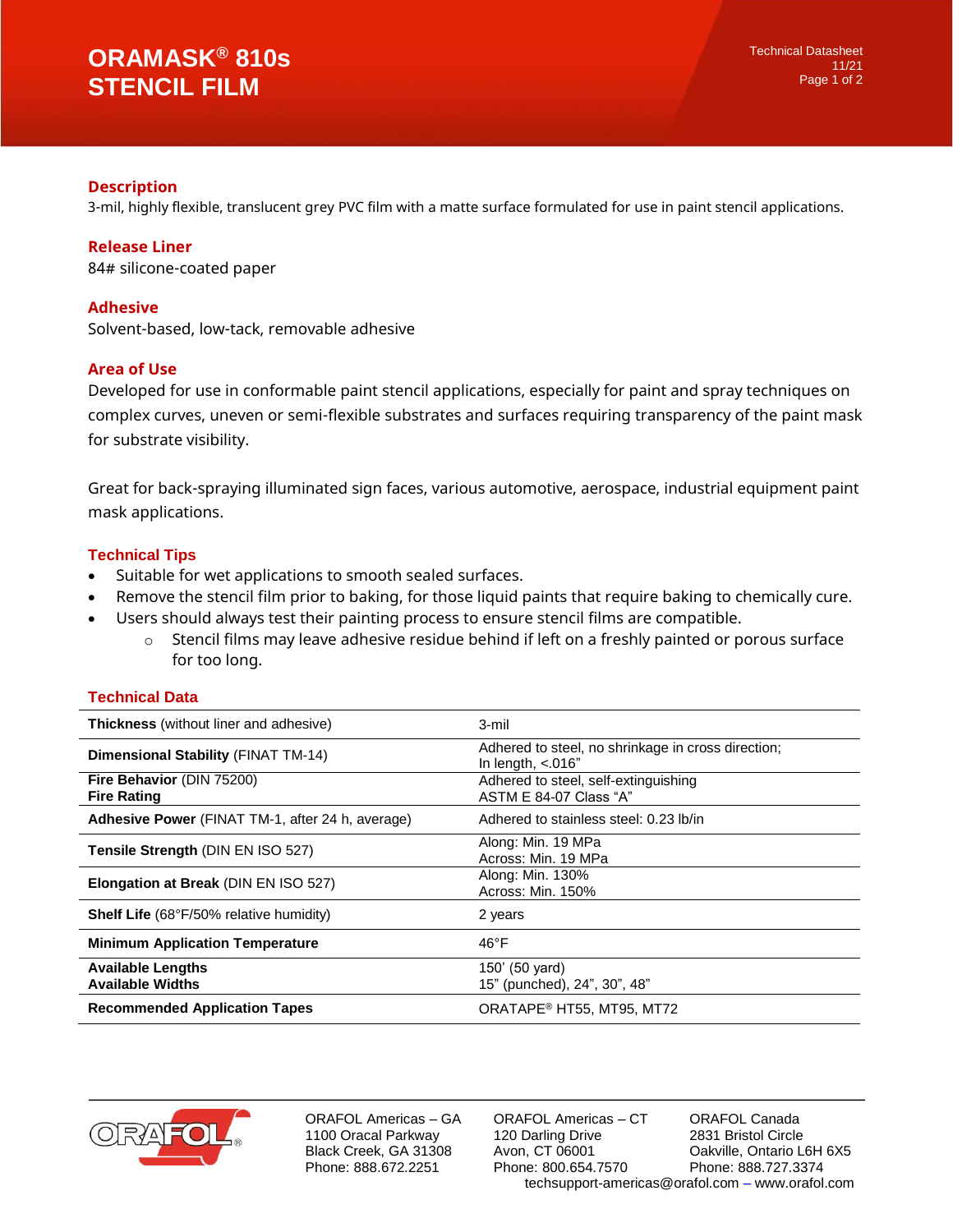# ORAMASK® 810s STENCIL FILM

Technical Datasheet
11/21

## Description

3-mil, highly flexible, translucent grey PVC film with a matte surface formulated for use in paint stencil applications.

## Release Liner

84# silicone-coated paper

## Adhesive

Solvent-based, low-tack, removable adhesive

## Area of Use

Developed for use in conformable paint stencil applications, especially for paint and spray techniques on complex curves, uneven or semi-flexible substrates and surfaces requiring transparency of the paint mask for substrate visibility.

Great for back-spraying illuminated sign faces, various automotive, aerospace, industrial equipment paint mask applications.

## Technical Tips

- Suitable for wet applications to smooth sealed surfaces.
- Remove the stencil film prior to baking, for those liquid paints that require baking to chemically cure.
- Users should always test their painting process to ensure stencil films are compatible.
  - Stencil films may leave adhesive residue behind if left on a freshly painted or porous surface for too long.

## Technical Data

| | |
|---|---|
| **Thickness** (without liner and adhesive) | 3-mil |
| **Dimensional Stability** (FINAT TM-14) | Adhered to steel, no shrinkage in cross direction; In length, <.016” |
| **Fire Behavior** (DIN 75200)<br>**Fire Rating** | Adhered to steel, self-extinguishing<br>ASTM E 84-07 Class “A” |
| **Adhesive Power** (FINAT TM-1, after 24 h, average) | Adhered to stainless steel: 0.23 lb/in |
| **Tensile Strength** (DIN EN ISO 527) | Along: Min. 19 MPa<br>Across: Min. 19 MPa |
| **Elongation at Break** (DIN EN ISO 527) | Along: Min. 130%<br>Across: Min. 150% |
| **Shelf Life** (68°F/50% relative humidity) | 2 years |
| **Minimum Application Temperature** | 46°F |
| **Available Lengths**<br>**Available Widths** | 150’ (50 yard)<br>15” (punched), 24”, 30”, 48” |
| **Recommended Application Tapes** | ORATAPE® HT55, MT95, MT72 |

ORAFOL Americas – GA
1100 Oracal Parkway
Black Creek, GA 31308
Phone: 888.672.2251

ORAFOL Americas – CT
120 Darling Drive
Avon, CT 06001
Phone: 800.654.7570

ORAFOL Canada
2831 Bristol Circle
Oakville, Ontario L6H 6X5
Phone: 888.727.3374

techsupport-americas@orafol.com – www.orafol.com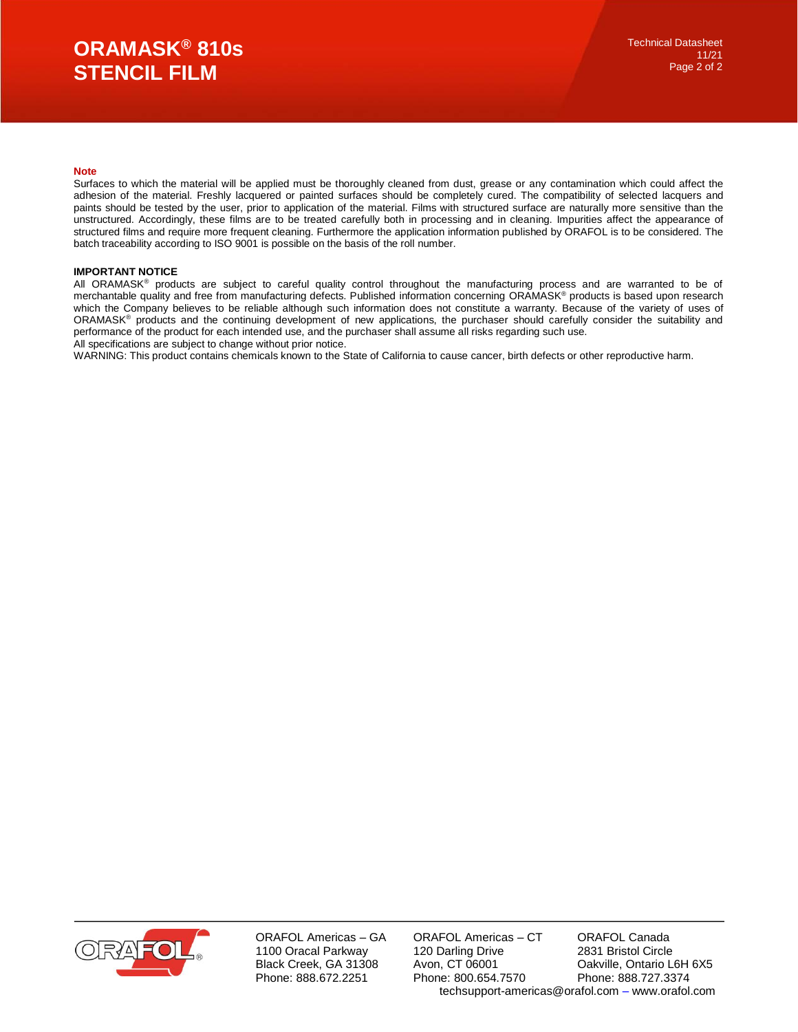**Note**

Surfaces to which the material will be applied must be thoroughly cleaned from dust, grease or any contamination which could affect the adhesion of the material. Freshly lacquered or painted surfaces should be completely cured. The compatibility of selected lacquers and paints should be tested by the user, prior to application of the material. Films with structured surface are naturally more sensitive than the unstructured. Accordingly, these films are to be treated carefully both in processing and in cleaning. Impurities affect the appearance of structured films and require more frequent cleaning. Furthermore the application information published by ORAFOL is to be considered. The batch traceability according to ISO 9001 is possible on the basis of the roll number.

**IMPORTANT NOTICE**

All ORAMASK® products are subject to careful quality control throughout the manufacturing process and are warranted to be of merchantable quality and free from manufacturing defects. Published information concerning ORAMASK® products is based upon research which the Company believes to be reliable although such information does not constitute a warranty. Because of the variety of uses of ORAMASK® products and the continuing development of new applications, the purchaser should carefully consider the suitability and performance of the product for each intended use, and the purchaser shall assume all risks regarding such use.
All specifications are subject to change without prior notice.
WARNING: This product contains chemicals known to the State of California to cause cancer, birth defects or other reproductive harm.

ORAFOL Americas – GA
1100 Oracal Parkway
Black Creek, GA 31308
Phone: 888.672.2251

ORAFOL Americas – CT
120 Darling Drive
Avon, CT 06001
Phone: 800.654.7570

ORAFOL Canada
2831 Bristol Circle
Oakville, Ontario L6H 6X5
Phone: 888.727.3374

techsupport-americas@orafol.com – www.orafol.com